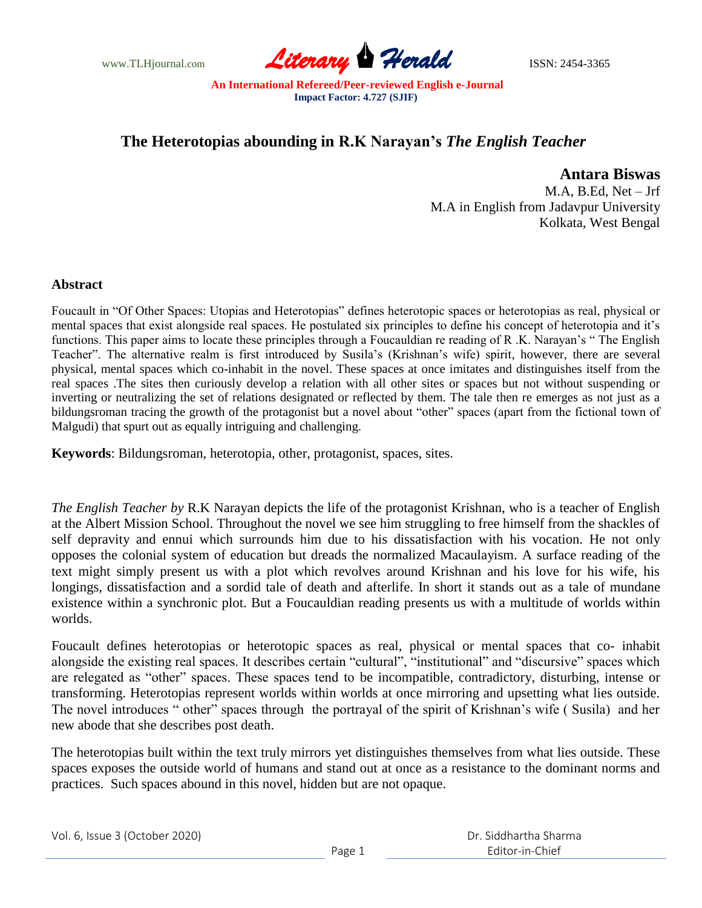# The Heterotopias abounding in R.K Narayan's *The English Teacher*

**Antara Biswas**
M.A, B.Ed, Net – Jrf
M.A in English from Jadavpur University
Kolkata, West Bengal

## Abstract

Foucault in "Of Other Spaces: Utopias and Heterotopias" defines heterotopic spaces or heterotopias as real, physical or mental spaces that exist alongside real spaces. He postulated six principles to define his concept of heterotopia and it's functions. This paper aims to locate these principles through a Foucauldian re reading of R .K. Narayan's " The English Teacher". The alternative realm is first introduced by Susila's (Krishnan's wife) spirit, however, there are several physical, mental spaces which co-inhabit in the novel. These spaces at once imitates and distinguishes itself from the real spaces .The sites then curiously develop a relation with all other sites or spaces but not without suspending or inverting or neutralizing the set of relations designated or reflected by them. The tale then re emerges as not just as a bildungsroman tracing the growth of the protagonist but a novel about "other" spaces (apart from the fictional town of Malgudi) that spurt out as equally intriguing and challenging.

**Keywords**: Bildungsroman, heterotopia, other, protagonist, spaces, sites.

*The English Teacher by* R.K Narayan depicts the life of the protagonist Krishnan, who is a teacher of English at the Albert Mission School. Throughout the novel we see him struggling to free himself from the shackles of self depravity and ennui which surrounds him due to his dissatisfaction with his vocation. He not only opposes the colonial system of education but dreads the normalized Macaulayism. A surface reading of the text might simply present us with a plot which revolves around Krishnan and his love for his wife, his longings, dissatisfaction and a sordid tale of death and afterlife. In short it stands out as a tale of mundane existence within a synchronic plot. But a Foucauldian reading presents us with a multitude of worlds within worlds.

Foucault defines heterotopias or heterotopic spaces as real, physical or mental spaces that co- inhabit alongside the existing real spaces. It describes certain "cultural", "institutional" and "discursive" spaces which are relegated as "other" spaces. These spaces tend to be incompatible, contradictory, disturbing, intense or transforming. Heterotopias represent worlds within worlds at once mirroring and upsetting what lies outside. The novel introduces " other" spaces through the portrayal of the spirit of Krishnan's wife ( Susila) and her new abode that she describes post death.

The heterotopias built within the text truly mirrors yet distinguishes themselves from what lies outside. These spaces exposes the outside world of humans and stand out at once as a resistance to the dominant norms and practices. Such spaces abound in this novel, hidden but are not opaque.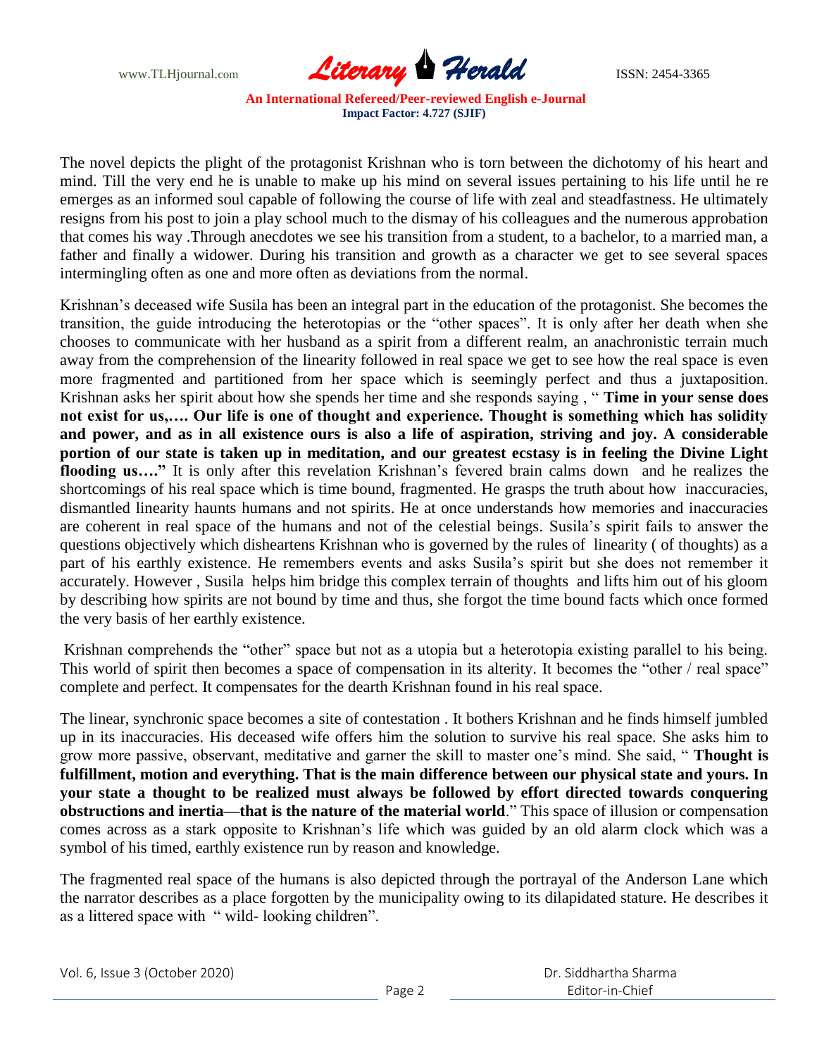The novel depicts the plight of the protagonist Krishnan who is torn between the dichotomy of his heart and mind. Till the very end he is unable to make up his mind on several issues pertaining to his life until he re emerges as an informed soul capable of following the course of life with zeal and steadfastness. He ultimately resigns from his post to join a play school much to the dismay of his colleagues and the numerous approbation that comes his way .Through anecdotes we see his transition from a student, to a bachelor, to a married man, a father and finally a widower. During his transition and growth as a character we get to see several spaces intermingling often as one and more often as deviations from the normal.

Krishnan's deceased wife Susila has been an integral part in the education of the protagonist. She becomes the transition, the guide introducing the heterotopias or the "other spaces". It is only after her death when she chooses to communicate with her husband as a spirit from a different realm, an anachronistic terrain much away from the comprehension of the linearity followed in real space we get to see how the real space is even more fragmented and partitioned from her space which is seemingly perfect and thus a juxtaposition. Krishnan asks her spirit about how she spends her time and she responds saying , " **Time in your sense does not exist for us,…. Our life is one of thought and experience. Thought is something which has solidity and power, and as in all existence ours is also a life of aspiration, striving and joy. A considerable portion of our state is taken up in meditation, and our greatest ecstasy is in feeling the Divine Light flooding us…."** It is only after this revelation Krishnan's fevered brain calms down and he realizes the shortcomings of his real space which is time bound, fragmented. He grasps the truth about how inaccuracies, dismantled linearity haunts humans and not spirits. He at once understands how memories and inaccuracies are coherent in real space of the humans and not of the celestial beings. Susila's spirit fails to answer the questions objectively which disheartens Krishnan who is governed by the rules of linearity ( of thoughts) as a part of his earthly existence. He remembers events and asks Susila's spirit but she does not remember it accurately. However , Susila helps him bridge this complex terrain of thoughts and lifts him out of his gloom by describing how spirits are not bound by time and thus, she forgot the time bound facts which once formed the very basis of her earthly existence.

Krishnan comprehends the "other" space but not as a utopia but a heterotopia existing parallel to his being. This world of spirit then becomes a space of compensation in its alterity. It becomes the "other / real space" complete and perfect. It compensates for the dearth Krishnan found in his real space.

The linear, synchronic space becomes a site of contestation . It bothers Krishnan and he finds himself jumbled up in its inaccuracies. His deceased wife offers him the solution to survive his real space. She asks him to grow more passive, observant, meditative and garner the skill to master one's mind. She said, " **Thought is fulfillment, motion and everything. That is the main difference between our physical state and yours. In your state a thought to be realized must always be followed by effort directed towards conquering obstructions and inertia—that is the nature of the material world**." This space of illusion or compensation comes across as a stark opposite to Krishnan's life which was guided by an old alarm clock which was a symbol of his timed, earthly existence run by reason and knowledge.

The fragmented real space of the humans is also depicted through the portrayal of the Anderson Lane which the narrator describes as a place forgotten by the municipality owing to its dilapidated stature. He describes it as a littered space with " wild- looking children".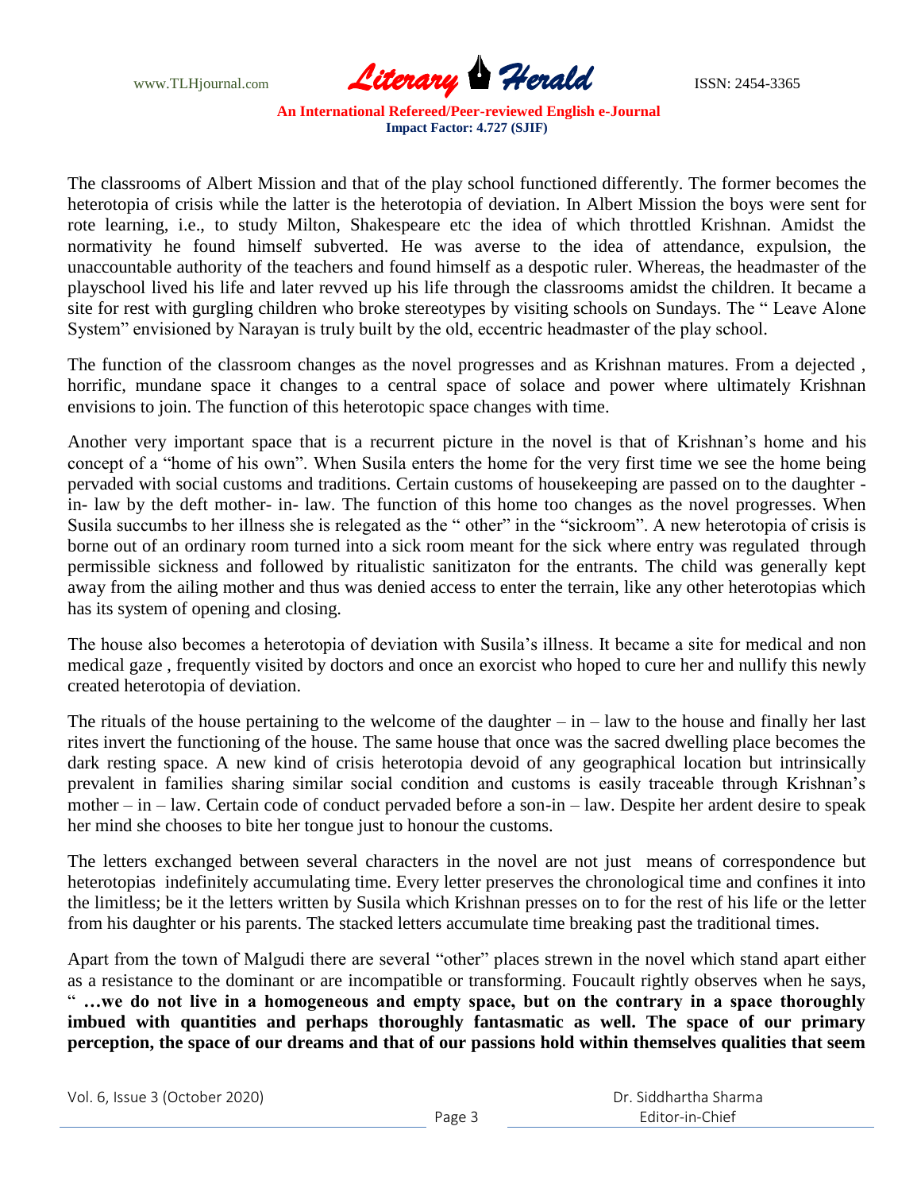The classrooms of Albert Mission and that of the play school functioned differently. The former becomes the heterotopia of crisis while the latter is the heterotopia of deviation. In Albert Mission the boys were sent for rote learning, i.e., to study Milton, Shakespeare etc the idea of which throttled Krishnan. Amidst the normativity he found himself subverted. He was averse to the idea of attendance, expulsion, the unaccountable authority of the teachers and found himself as a despotic ruler. Whereas, the headmaster of the playschool lived his life and later revved up his life through the classrooms amidst the children. It became a site for rest with gurgling children who broke stereotypes by visiting schools on Sundays. The " Leave Alone System" envisioned by Narayan is truly built by the old, eccentric headmaster of the play school.

The function of the classroom changes as the novel progresses and as Krishnan matures. From a dejected , horrific, mundane space it changes to a central space of solace and power where ultimately Krishnan envisions to join. The function of this heterotopic space changes with time.

Another very important space that is a recurrent picture in the novel is that of Krishnan's home and his concept of a "home of his own". When Susila enters the home for the very first time we see the home being pervaded with social customs and traditions. Certain customs of housekeeping are passed on to the daughter - in- law by the deft mother- in- law. The function of this home too changes as the novel progresses. When Susila succumbs to her illness she is relegated as the " other" in the "sickroom". A new heterotopia of crisis is borne out of an ordinary room turned into a sick room meant for the sick where entry was regulated through permissible sickness and followed by ritualistic sanitizaton for the entrants. The child was generally kept away from the ailing mother and thus was denied access to enter the terrain, like any other heterotopias which has its system of opening and closing.

The house also becomes a heterotopia of deviation with Susila's illness. It became a site for medical and non medical gaze , frequently visited by doctors and once an exorcist who hoped to cure her and nullify this newly created heterotopia of deviation.

The rituals of the house pertaining to the welcome of the daughter – in – law to the house and finally her last rites invert the functioning of the house. The same house that once was the sacred dwelling place becomes the dark resting space. A new kind of crisis heterotopia devoid of any geographical location but intrinsically prevalent in families sharing similar social condition and customs is easily traceable through Krishnan's mother – in – law. Certain code of conduct pervaded before a son-in – law. Despite her ardent desire to speak her mind she chooses to bite her tongue just to honour the customs.

The letters exchanged between several characters in the novel are not just means of correspondence but heterotopias indefinitely accumulating time. Every letter preserves the chronological time and confines it into the limitless; be it the letters written by Susila which Krishnan presses on to for the rest of his life or the letter from his daughter or his parents. The stacked letters accumulate time breaking past the traditional times.

Apart from the town of Malgudi there are several "other" places strewn in the novel which stand apart either as a resistance to the dominant or are incompatible or transforming. Foucault rightly observes when he says, " **…we do not live in a homogeneous and empty space, but on the contrary in a space thoroughly imbued with quantities and perhaps thoroughly fantasmatic as well. The space of our primary perception, the space of our dreams and that of our passions hold within themselves qualities that seem**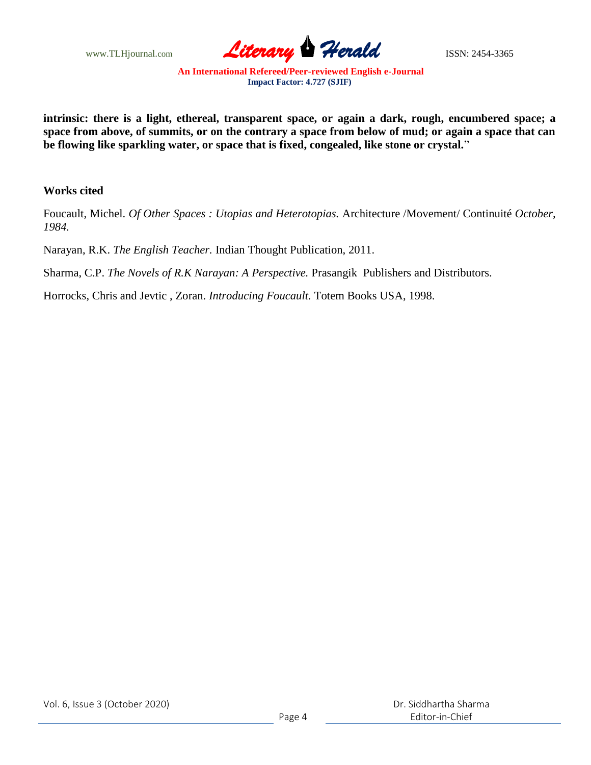**intrinsic: there is a light, ethereal, transparent space, or again a dark, rough, encumbered space; a space from above, of summits, or on the contrary a space from below of mud; or again a space that can be flowing like sparkling water, or space that is fixed, congealed, like stone or crystal.**"

**Works cited**

Foucault, Michel. *Of Other Spaces : Utopias and Heterotopias.* Architecture /Movement/ Continuité *October, 1984.*

Narayan, R.K. *The English Teacher.* Indian Thought Publication, 2011.

Sharma, C.P. *The Novels of R.K Narayan: A Perspective.* Prasangik Publishers and Distributors.

Horrocks, Chris and Jevtic , Zoran. *Introducing Foucault.* Totem Books USA, 1998.